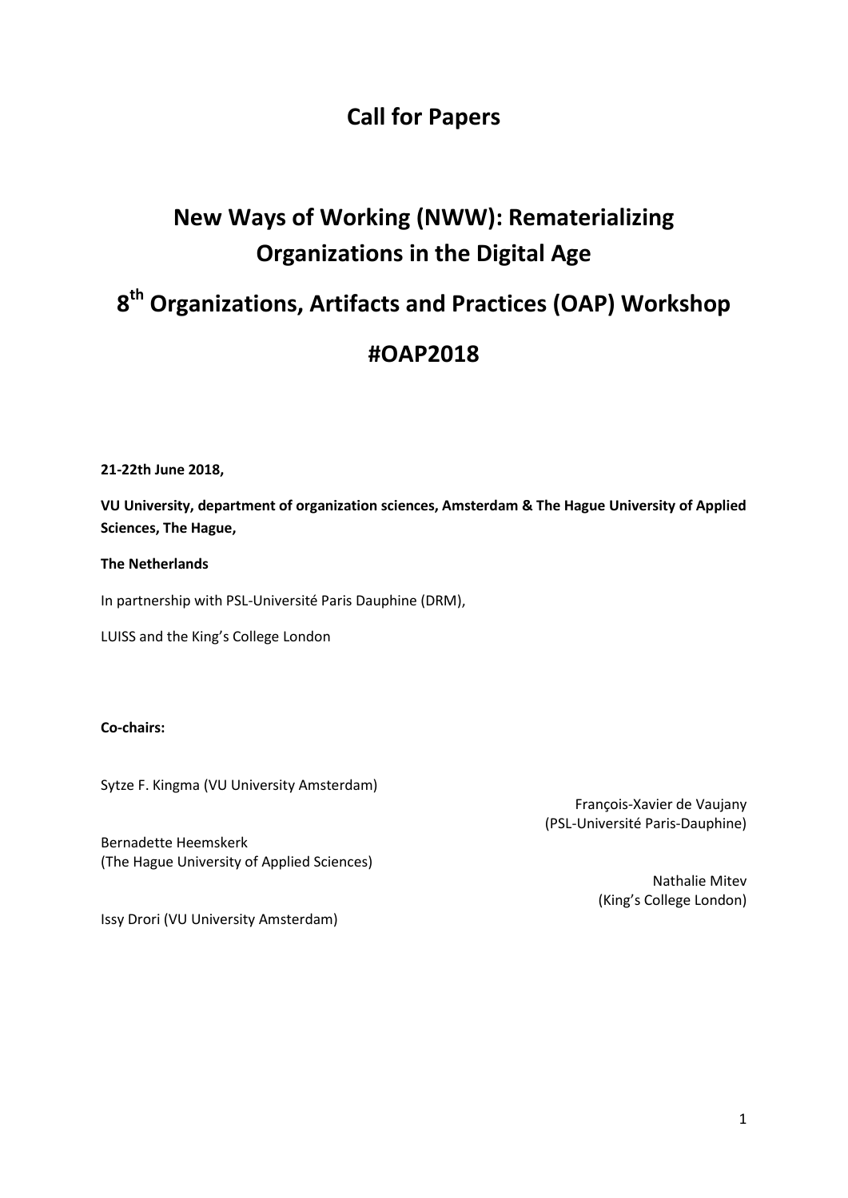# Call for Papers

# New Ways of Working (NWW): Rematerializing Organizations in the Digital Age

# 8th Organizations, Artifacts and Practices (OAP) Workshop

# #OAP2018

**21-22th June 2018,**

**VU University, department of organization sciences, Amsterdam & The Hague University of Applied Sciences, The Hague,**

**The Netherlands**

In partnership with PSL-Université Paris Dauphine (DRM),

LUISS and the King's College London

**Co-chairs:**

Sytze F. Kingma (VU University Amsterdam)

François-Xavier de Vaujany (PSL-Université Paris-Dauphine)

Bernadette Heemskerk (The Hague University of Applied Sciences)

Nathalie Mitev (King's College London)

Issy Drori (VU University Amsterdam)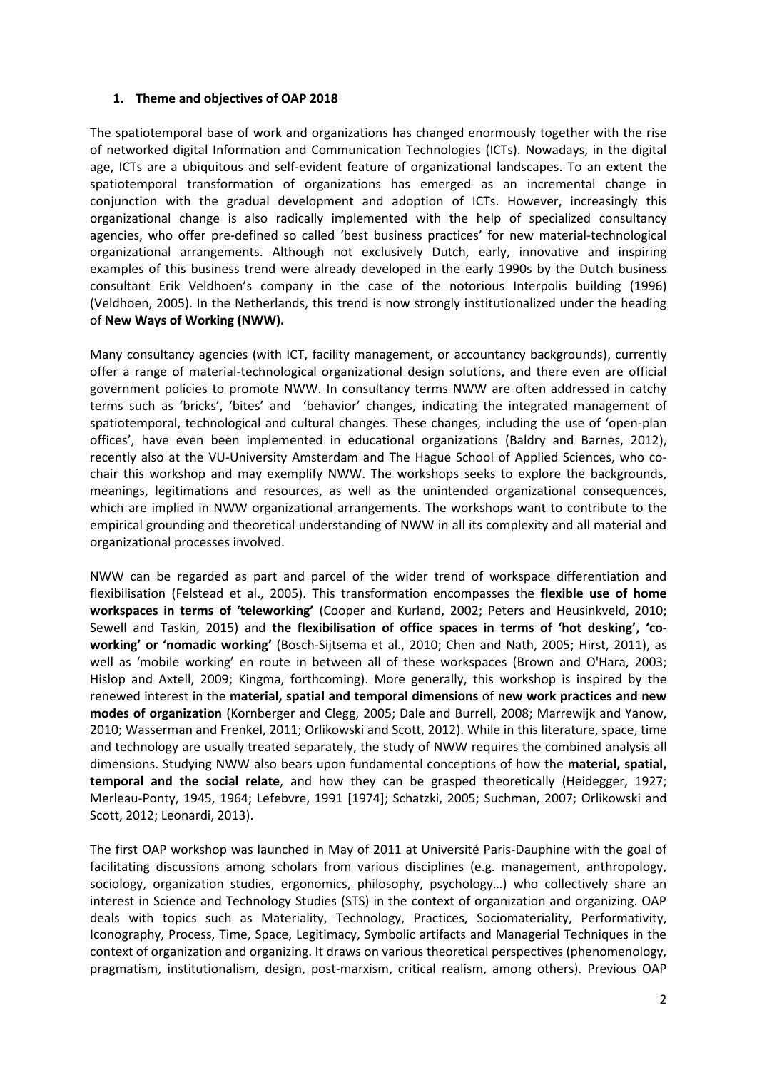## 1. Theme and objectives of OAP 2018

The spatiotemporal base of work and organizations has changed enormously together with the rise of networked digital Information and Communication Technologies (ICTs). Nowadays, in the digital age, ICTs are a ubiquitous and self-evident feature of organizational landscapes. To an extent the spatiotemporal transformation of organizations has emerged as an incremental change in conjunction with the gradual development and adoption of ICTs. However, increasingly this organizational change is also radically implemented with the help of specialized consultancy agencies, who offer pre-defined so called 'best business practices' for new material-technological organizational arrangements. Although not exclusively Dutch, early, innovative and inspiring examples of this business trend were already developed in the early 1990s by the Dutch business consultant Erik Veldhoen's company in the case of the notorious Interpolis building (1996) (Veldhoen, 2005). In the Netherlands, this trend is now strongly institutionalized under the heading of **New Ways of Working (NWW).**

Many consultancy agencies (with ICT, facility management, or accountancy backgrounds), currently offer a range of material-technological organizational design solutions, and there even are official government policies to promote NWW. In consultancy terms NWW are often addressed in catchy terms such as 'bricks', 'bites' and 'behavior' changes, indicating the integrated management of spatiotemporal, technological and cultural changes. These changes, including the use of 'open-plan offices', have even been implemented in educational organizations (Baldry and Barnes, 2012), recently also at the VU-University Amsterdam and The Hague School of Applied Sciences, who co-chair this workshop and may exemplify NWW. The workshops seeks to explore the backgrounds, meanings, legitimations and resources, as well as the unintended organizational consequences, which are implied in NWW organizational arrangements. The workshops want to contribute to the empirical grounding and theoretical understanding of NWW in all its complexity and all material and organizational processes involved.

NWW can be regarded as part and parcel of the wider trend of workspace differentiation and flexibilisation (Felstead et al., 2005). This transformation encompasses the **flexible use of home workspaces in terms of 'teleworking'** (Cooper and Kurland, 2002; Peters and Heusinkveld, 2010; Sewell and Taskin, 2015) and **the flexibilisation of office spaces in terms of 'hot desking', 'co-working' or 'nomadic working'** (Bosch-Sijtsema et al., 2010; Chen and Nath, 2005; Hirst, 2011), as well as 'mobile working' en route in between all of these workspaces (Brown and O'Hara, 2003; Hislop and Axtell, 2009; Kingma, forthcoming). More generally, this workshop is inspired by the renewed interest in the **material, spatial and temporal dimensions** of **new work practices and new modes of organization** (Kornberger and Clegg, 2005; Dale and Burrell, 2008; Marrewijk and Yanow, 2010; Wasserman and Frenkel, 2011; Orlikowski and Scott, 2012). While in this literature, space, time and technology are usually treated separately, the study of NWW requires the combined analysis all dimensions. Studying NWW also bears upon fundamental conceptions of how the **material, spatial, temporal and the social relate**, and how they can be grasped theoretically (Heidegger, 1927; Merleau-Ponty, 1945, 1964; Lefebvre, 1991 [1974]; Schatzki, 2005; Suchman, 2007; Orlikowski and Scott, 2012; Leonardi, 2013).

The first OAP workshop was launched in May of 2011 at Université Paris-Dauphine with the goal of facilitating discussions among scholars from various disciplines (e.g. management, anthropology, sociology, organization studies, ergonomics, philosophy, psychology…) who collectively share an interest in Science and Technology Studies (STS) in the context of organization and organizing. OAP deals with topics such as Materiality, Technology, Practices, Sociomateriality, Performativity, Iconography, Process, Time, Space, Legitimacy, Symbolic artifacts and Managerial Techniques in the context of organization and organizing. It draws on various theoretical perspectives (phenomenology, pragmatism, institutionalism, design, post-marxism, critical realism, among others). Previous OAP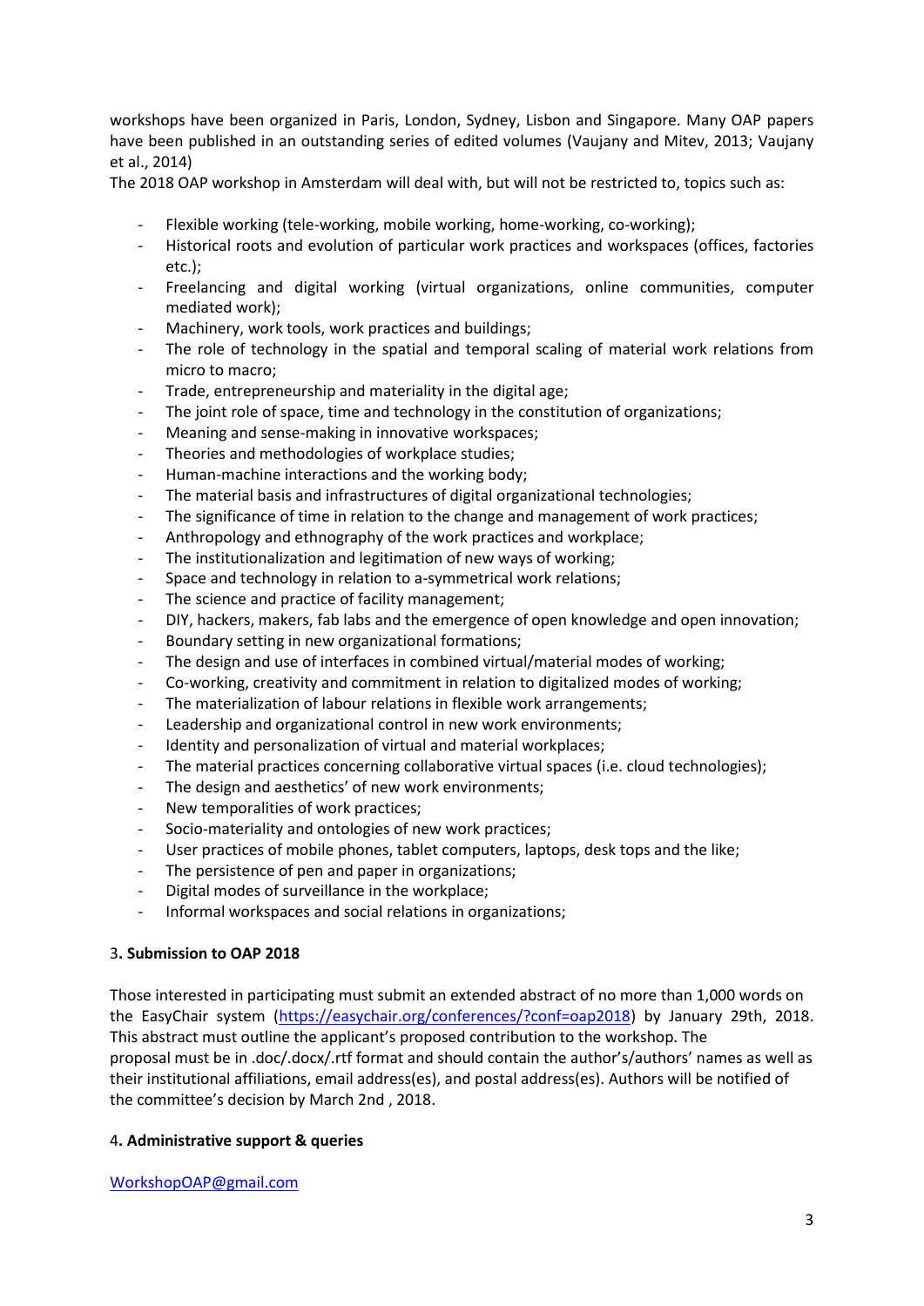workshops have been organized in Paris, London, Sydney, Lisbon and Singapore. Many OAP papers have been published in an outstanding series of edited volumes (Vaujany and Mitev, 2013; Vaujany et al., 2014)

The 2018 OAP workshop in Amsterdam will deal with, but will not be restricted to, topics such as:

- Flexible working (tele-working, mobile working, home-working, co-working);
- Historical roots and evolution of particular work practices and workspaces (offices, factories etc.);
- Freelancing and digital working (virtual organizations, online communities, computer mediated work);
- Machinery, work tools, work practices and buildings;
- The role of technology in the spatial and temporal scaling of material work relations from micro to macro;
- Trade, entrepreneurship and materiality in the digital age;
- The joint role of space, time and technology in the constitution of organizations;
- Meaning and sense-making in innovative workspaces;
- Theories and methodologies of workplace studies;
- Human-machine interactions and the working body;
- The material basis and infrastructures of digital organizational technologies;
- The significance of time in relation to the change and management of work practices;
- Anthropology and ethnography of the work practices and workplace;
- The institutionalization and legitimation of new ways of working;
- Space and technology in relation to a-symmetrical work relations;
- The science and practice of facility management;
- DIY, hackers, makers, fab labs and the emergence of open knowledge and open innovation;
- Boundary setting in new organizational formations;
- The design and use of interfaces in combined virtual/material modes of working;
- Co-working, creativity and commitment in relation to digitalized modes of working;
- The materialization of labour relations in flexible work arrangements;
- Leadership and organizational control in new work environments;
- Identity and personalization of virtual and material workplaces;
- The material practices concerning collaborative virtual spaces (i.e. cloud technologies);
- The design and aesthetics' of new work environments;
- New temporalities of work practices;
- Socio-materiality and ontologies of new work practices;
- User practices of mobile phones, tablet computers, laptops, desk tops and the like;
- The persistence of pen and paper in organizations;
- Digital modes of surveillance in the workplace;
- Informal workspaces and social relations in organizations;

### 3. Submission to OAP 2018

Those interested in participating must submit an extended abstract of no more than 1,000 words on the EasyChair system (https://easychair.org/conferences/?conf=oap2018) by January 29th, 2018. This abstract must outline the applicant's proposed contribution to the workshop. The proposal must be in .doc/.docx/.rtf format and should contain the author's/authors' names as well as their institutional affiliations, email address(es), and postal address(es). Authors will be notified of the committee's decision by March 2nd , 2018.

### 4. Administrative support & queries

WorkshopOAP@gmail.com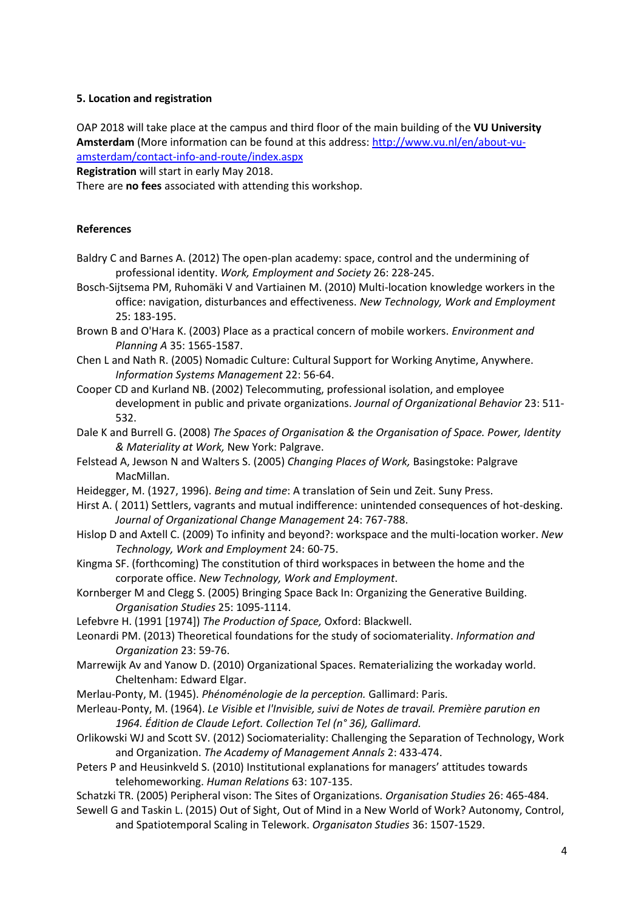**5. Location and registration**

OAP 2018 will take place at the campus and third floor of the main building of the **VU University Amsterdam** (More information can be found at this address: [http://www.vu.nl/en/about-vu-amsterdam/contact-info-and-route/index.aspx](http://www.vu.nl/en/about-vu-amsterdam/contact-info-and-route/index.aspx)

**Registration** will start in early May 2018.

There are **no fees** associated with attending this workshop.

**References**

Baldry C and Barnes A. (2012) The open-plan academy: space, control and the undermining of professional identity. *Work, Employment and Society* 26: 228-245.

Bosch-Sijtsema PM, Ruhomäki V and Vartiainen M. (2010) Multi-location knowledge workers in the office: navigation, disturbances and effectiveness. *New Technology, Work and Employment* 25: 183-195.

Brown B and O'Hara K. (2003) Place as a practical concern of mobile workers. *Environment and Planning A* 35: 1565-1587.

Chen L and Nath R. (2005) Nomadic Culture: Cultural Support for Working Anytime, Anywhere. *Information Systems Management* 22: 56-64.

Cooper CD and Kurland NB. (2002) Telecommuting, professional isolation, and employee development in public and private organizations. *Journal of Organizational Behavior* 23: 511-532.

Dale K and Burrell G. (2008) *The Spaces of Organisation & the Organisation of Space. Power, Identity & Materiality at Work,* New York: Palgrave.

Felstead A, Jewson N and Walters S. (2005) *Changing Places of Work,* Basingstoke: Palgrave MacMillan.

Heidegger, M. (1927, 1996). *Being and time*: A translation of Sein und Zeit. Suny Press.

Hirst A. ( 2011) Settlers, vagrants and mutual indifference: unintended consequences of hot-desking. *Journal of Organizational Change Management* 24: 767-788.

Hislop D and Axtell C. (2009) To infinity and beyond?: workspace and the multi-location worker. *New Technology, Work and Employment* 24: 60-75.

Kingma SF. (forthcoming) The constitution of third workspaces in between the home and the corporate office. *New Technology, Work and Employment*.

Kornberger M and Clegg S. (2005) Bringing Space Back In: Organizing the Generative Building. *Organisation Studies* 25: 1095-1114.

Lefebvre H. (1991 [1974]) *The Production of Space,* Oxford: Blackwell.

Leonardi PM. (2013) Theoretical foundations for the study of sociomateriality. *Information and Organization* 23: 59-76.

Marrewijk Av and Yanow D. (2010) Organizational Spaces. Rematerializing the workaday world. Cheltenham: Edward Elgar.

Merlau-Ponty, M. (1945). *Phénoménologie de la perception.* Gallimard: Paris.

Merleau-Ponty, M. (1964). *Le Visible et l'Invisible, suivi de Notes de travail. Première parution en 1964. Édition de Claude Lefort. Collection Tel (n° 36), Gallimard.*

Orlikowski WJ and Scott SV. (2012) Sociomateriality: Challenging the Separation of Technology, Work and Organization. *The Academy of Management Annals* 2: 433-474.

Peters P and Heusinkveld S. (2010) Institutional explanations for managers' attitudes towards telehomeworking. *Human Relations* 63: 107-135.

Schatzki TR. (2005) Peripheral vison: The Sites of Organizations. *Organisation Studies* 26: 465-484.

Sewell G and Taskin L. (2015) Out of Sight, Out of Mind in a New World of Work? Autonomy, Control, and Spatiotemporal Scaling in Telework. *Organisaton Studies* 36: 1507-1529.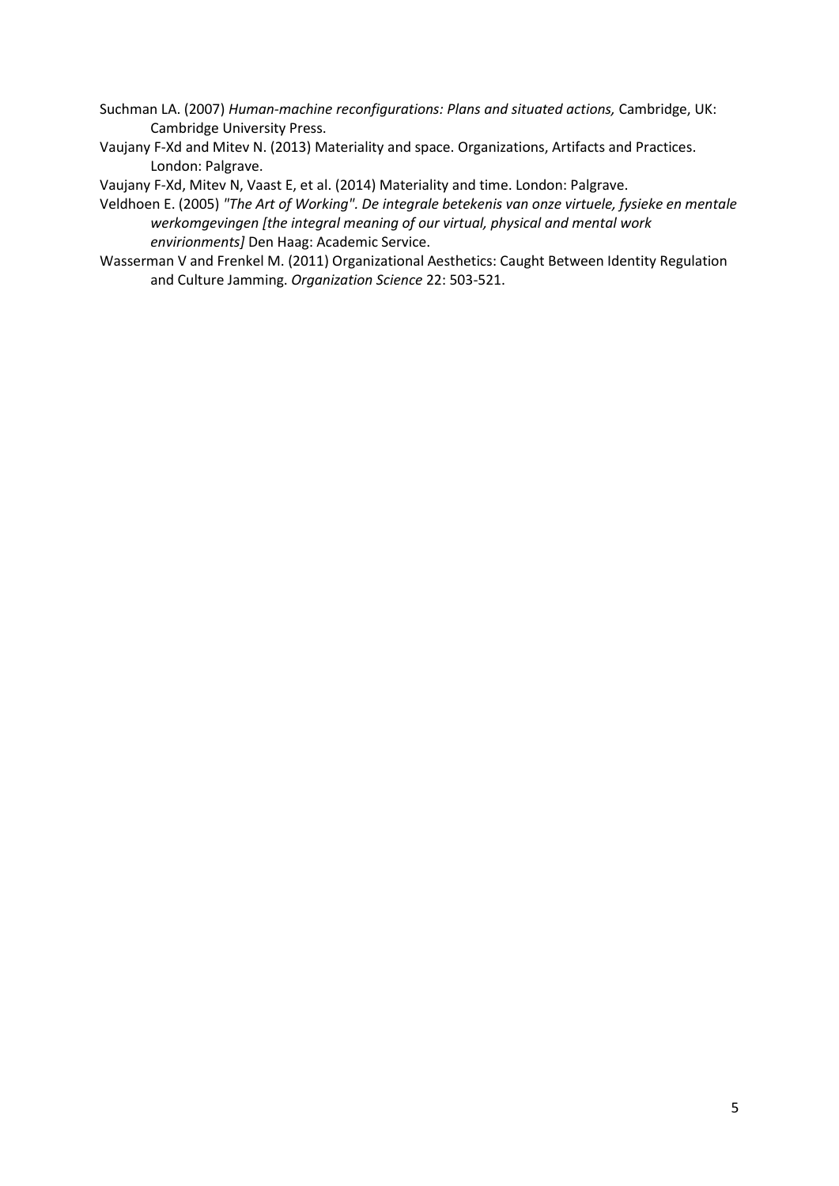Suchman LA. (2007) *Human-machine reconfigurations: Plans and situated actions,* Cambridge, UK: Cambridge University Press.

Vaujany F-Xd and Mitev N. (2013) Materiality and space. Organizations, Artifacts and Practices. London: Palgrave.

Vaujany F-Xd, Mitev N, Vaast E, et al. (2014) Materiality and time. London: Palgrave.

Veldhoen E. (2005) *"The Art of Working". De integrale betekenis van onze virtuele, fysieke en mentale werkomgevingen [the integral meaning of our virtual, physical and mental work envirionments]* Den Haag: Academic Service.

Wasserman V and Frenkel M. (2011) Organizational Aesthetics: Caught Between Identity Regulation and Culture Jamming. *Organization Science* 22: 503-521.